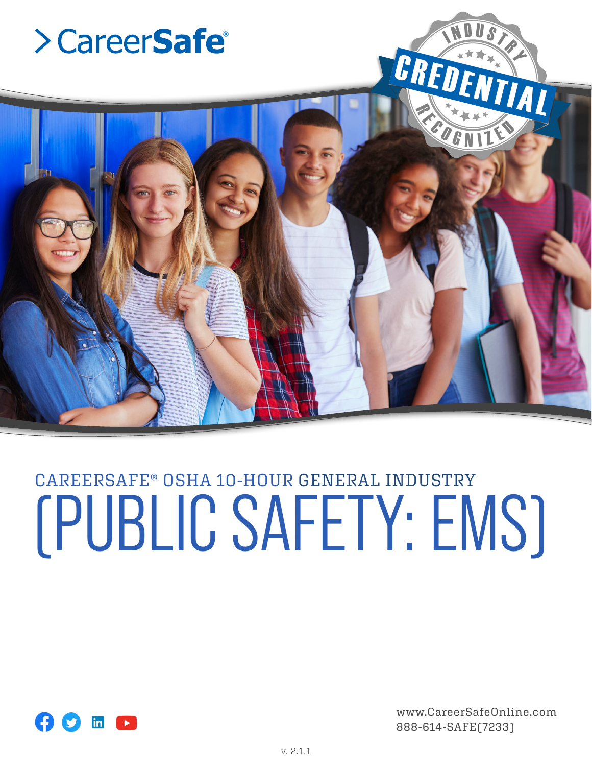> CareerSafe®

INDUSTRY CREDENTIAL RECOGNIZED

# CAREERSAFE® OSHA 10-HOUR GENERAL INDUSTRY (PUBLIC SAFETY: EMS)

www.CareerSafeOnline.com
888-614-SAFE(7233)

v. 2.1.1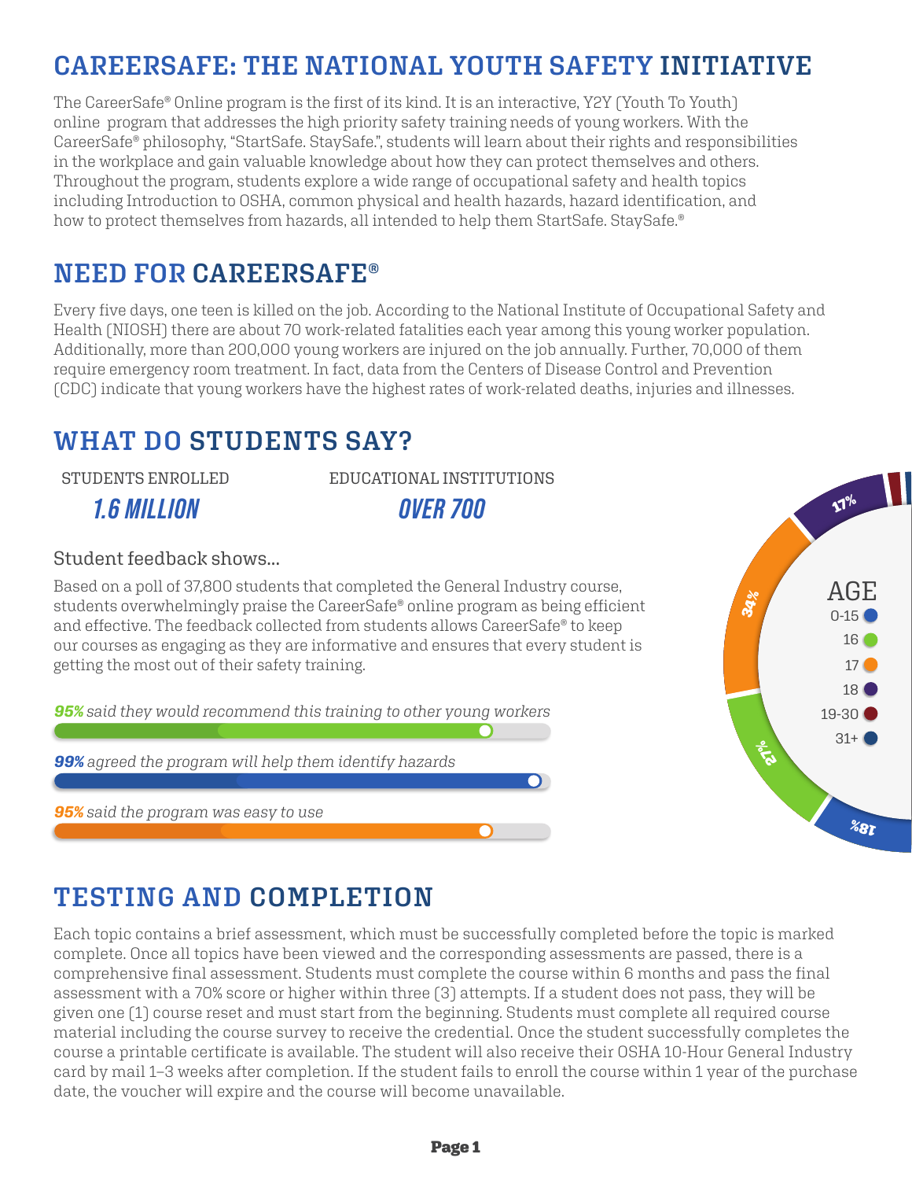# CAREERSAFE: THE NATIONAL YOUTH SAFETY INITIATIVE

The CareerSafe® Online program is the first of its kind. It is an interactive, Y2Y (Youth To Youth) online program that addresses the high priority safety training needs of young workers. With the CareerSafe® philosophy, "StartSafe. StaySafe.", students will learn about their rights and responsibilities in the workplace and gain valuable knowledge about how they can protect themselves and others. Throughout the program, students explore a wide range of occupational safety and health topics including Introduction to OSHA, common physical and health hazards, hazard identification, and how to protect themselves from hazards, all intended to help them StartSafe. StaySafe.®

## NEED FOR CAREERSAFE®

Every five days, one teen is killed on the job. According to the National Institute of Occupational Safety and Health (NIOSH) there are about 70 work-related fatalities each year among this young worker population. Additionally, more than 200,000 young workers are injured on the job annually. Further, 70,000 of them require emergency room treatment. In fact, data from the Centers of Disease Control and Prevention (CDC) indicate that young workers have the highest rates of work-related deaths, injuries and illnesses.

## WHAT DO STUDENTS SAY?

STUDENTS ENROLLED
***1.6 MILLION***

EDUCATIONAL INSTITUTIONS
***OVER 700***

Student feedback shows...

Based on a poll of 37,800 students that completed the General Industry course, students overwhelmingly praise the CareerSafe® online program as being efficient and effective. The feedback collected from students allows CareerSafe® to keep our courses as engaging as they are informative and ensures that every student is getting the most out of their safety training.

***95%*** *said they would recommend this training to other young workers*

***99%*** *agreed the program will help them identify hazards*

***95%*** *said the program was easy to use*

AGE

| Age | Percentage |
| --- | --- |
| 0-15 | 18% |
| 16 | 27% |
| 17 | 34% |
| 18 | 17% |
| 19-30 | |
| 31+ | |

## TESTING AND COMPLETION

Each topic contains a brief assessment, which must be successfully completed before the topic is marked complete. Once all topics have been viewed and the corresponding assessments are passed, there is a comprehensive final assessment. Students must complete the course within 6 months and pass the final assessment with a 70% score or higher within three (3) attempts. If a student does not pass, they will be given one (1) course reset and must start from the beginning. Students must complete all required course material including the course survey to receive the credential. Once the student successfully completes the course a printable certificate is available. The student will also receive their OSHA 10-Hour General Industry card by mail 1–3 weeks after completion. If the student fails to enroll the course within 1 year of the purchase date, the voucher will expire and the course will become unavailable.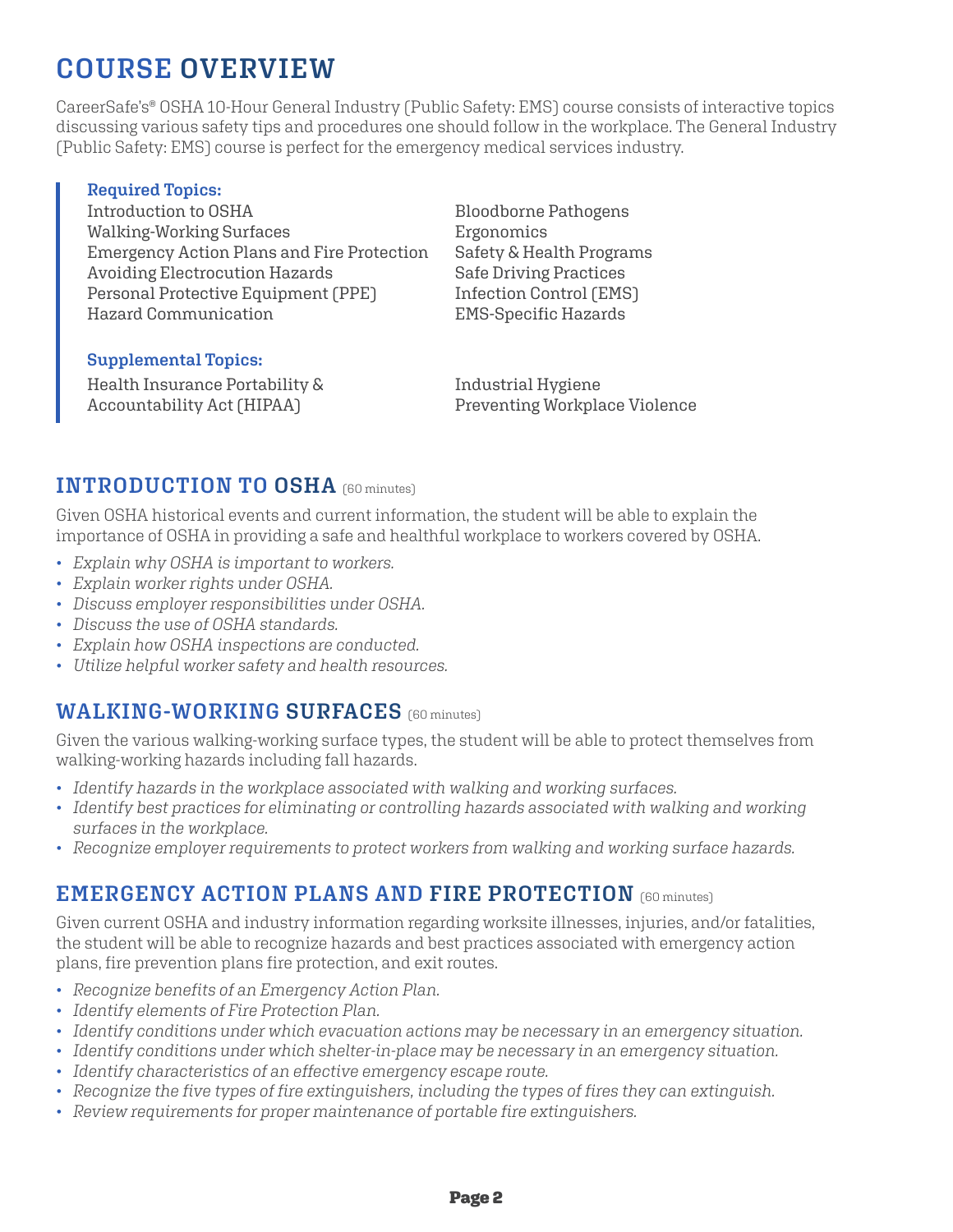# COURSE OVERVIEW

CareerSafe's® OSHA 10-Hour General Industry (Public Safety: EMS) course consists of interactive topics discussing various safety tips and procedures one should follow in the workplace. The General Industry (Public Safety: EMS) course is perfect for the emergency medical services industry.

**Required Topics:**

- Introduction to OSHA
- Walking-Working Surfaces
- Emergency Action Plans and Fire Protection
- Avoiding Electrocution Hazards
- Personal Protective Equipment (PPE)
- Hazard Communication
- Bloodborne Pathogens
- Ergonomics
- Safety & Health Programs
- Safe Driving Practices
- Infection Control (EMS)
- EMS-Specific Hazards

**Supplemental Topics:**

- Health Insurance Portability & Accountability Act (HIPAA)
- Industrial Hygiene
- Preventing Workplace Violence

## INTRODUCTION TO OSHA (60 minutes)

Given OSHA historical events and current information, the student will be able to explain the importance of OSHA in providing a safe and healthful workplace to workers covered by OSHA.

- *Explain why OSHA is important to workers.*
- *Explain worker rights under OSHA.*
- *Discuss employer responsibilities under OSHA.*
- *Discuss the use of OSHA standards.*
- *Explain how OSHA inspections are conducted.*
- *Utilize helpful worker safety and health resources.*

## WALKING-WORKING SURFACES (60 minutes)

Given the various walking-working surface types, the student will be able to protect themselves from walking-working hazards including fall hazards.

- *Identify hazards in the workplace associated with walking and working surfaces.*
- *Identify best practices for eliminating or controlling hazards associated with walking and working surfaces in the workplace.*
- *Recognize employer requirements to protect workers from walking and working surface hazards.*

## EMERGENCY ACTION PLANS AND FIRE PROTECTION (60 minutes)

Given current OSHA and industry information regarding worksite illnesses, injuries, and/or fatalities, the student will be able to recognize hazards and best practices associated with emergency action plans, fire prevention plans fire protection, and exit routes.

- *Recognize benefits of an Emergency Action Plan.*
- *Identify elements of Fire Protection Plan.*
- *Identify conditions under which evacuation actions may be necessary in an emergency situation.*
- *Identify conditions under which shelter-in-place may be necessary in an emergency situation.*
- *Identify characteristics of an effective emergency escape route.*
- *Recognize the five types of fire extinguishers, including the types of fires they can extinguish.*
- *Review requirements for proper maintenance of portable fire extinguishers.*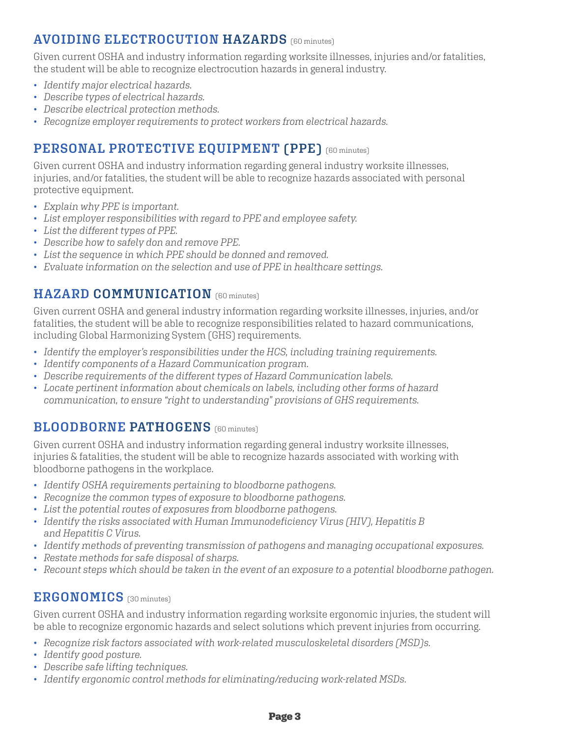## AVOIDING ELECTROCUTION HAZARDS (60 minutes)

Given current OSHA and industry information regarding worksite illnesses, injuries and/or fatalities, the student will be able to recognize electrocution hazards in general industry.

- *Identify major electrical hazards.*
- *Describe types of electrical hazards.*
- *Describe electrical protection methods.*
- *Recognize employer requirements to protect workers from electrical hazards.*

## PERSONAL PROTECTIVE EQUIPMENT (PPE) (60 minutes)

Given current OSHA and industry information regarding general industry worksite illnesses, injuries, and/or fatalities, the student will be able to recognize hazards associated with personal protective equipment.

- *Explain why PPE is important.*
- *List employer responsibilities with regard to PPE and employee safety.*
- *List the different types of PPE.*
- *Describe how to safely don and remove PPE.*
- *List the sequence in which PPE should be donned and removed.*
- *Evaluate information on the selection and use of PPE in healthcare settings.*

## HAZARD COMMUNICATION (60 minutes)

Given current OSHA and general industry information regarding worksite illnesses, injuries, and/or fatalities, the student will be able to recognize responsibilities related to hazard communications, including Global Harmonizing System (GHS) requirements.

- *Identify the employer's responsibilities under the HCS, including training requirements.*
- *Identify components of a Hazard Communication program.*
- *Describe requirements of the different types of Hazard Communication labels.*
- *Locate pertinent information about chemicals on labels, including other forms of hazard communication, to ensure "right to understanding" provisions of GHS requirements.*

## BLOODBORNE PATHOGENS (60 minutes)

Given current OSHA and industry information regarding general industry worksite illnesses, injuries & fatalities, the student will be able to recognize hazards associated with working with bloodborne pathogens in the workplace.

- *Identify OSHA requirements pertaining to bloodborne pathogens.*
- *Recognize the common types of exposure to bloodborne pathogens.*
- *List the potential routes of exposures from bloodborne pathogens.*
- *Identify the risks associated with Human Immunodeficiency Virus (HIV), Hepatitis B and Hepatitis C Virus.*
- *Identify methods of preventing transmission of pathogens and managing occupational exposures.*
- *Restate methods for safe disposal of sharps.*
- *Recount steps which should be taken in the event of an exposure to a potential bloodborne pathogen.*

## ERGONOMICS (30 minutes)

Given current OSHA and industry information regarding worksite ergonomic injuries, the student will be able to recognize ergonomic hazards and select solutions which prevent injuries from occurring.

- *Recognize risk factors associated with work-related musculoskeletal disorders (MSD)s.*
- *Identify good posture.*
- *Describe safe lifting techniques.*
- *Identify ergonomic control methods for eliminating/reducing work-related MSDs.*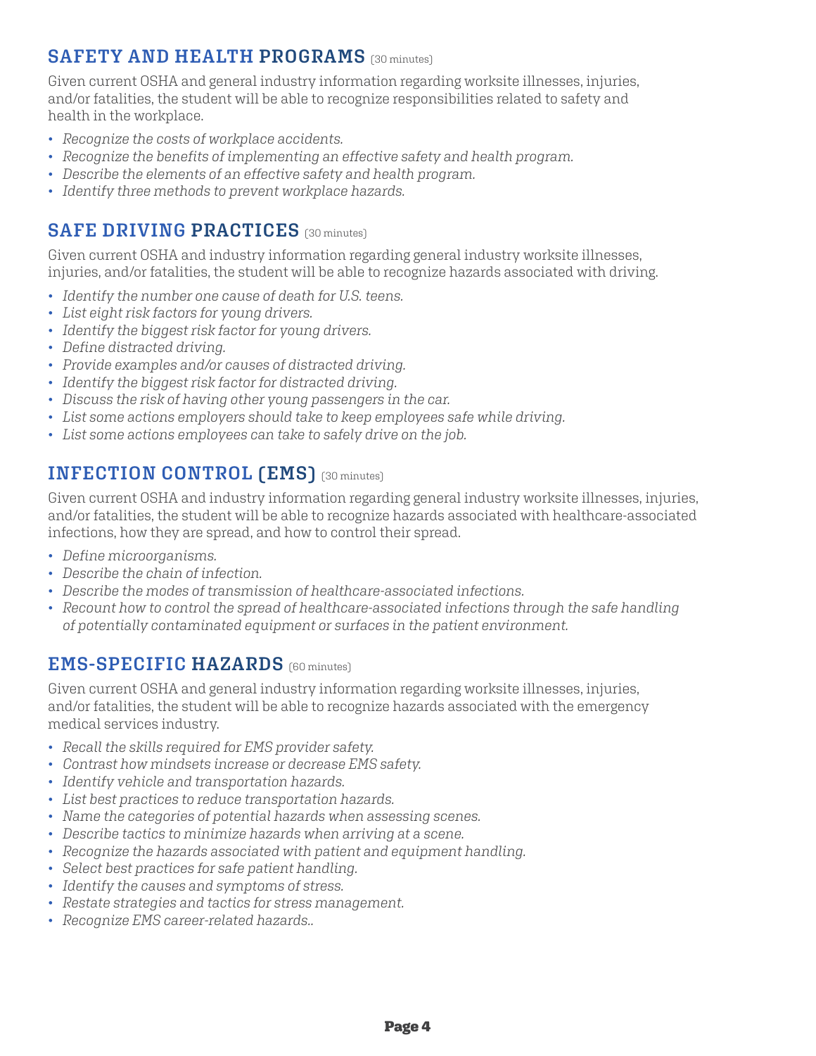## SAFETY AND HEALTH PROGRAMS (30 minutes)

Given current OSHA and general industry information regarding worksite illnesses, injuries, and/or fatalities, the student will be able to recognize responsibilities related to safety and health in the workplace.

- *Recognize the costs of workplace accidents.*
- *Recognize the benefits of implementing an effective safety and health program.*
- *Describe the elements of an effective safety and health program.*
- *Identify three methods to prevent workplace hazards.*

## SAFE DRIVING PRACTICES (30 minutes)

Given current OSHA and industry information regarding general industry worksite illnesses, injuries, and/or fatalities, the student will be able to recognize hazards associated with driving.

- *Identify the number one cause of death for U.S. teens.*
- *List eight risk factors for young drivers.*
- *Identify the biggest risk factor for young drivers.*
- *Define distracted driving.*
- *Provide examples and/or causes of distracted driving.*
- *Identify the biggest risk factor for distracted driving.*
- *Discuss the risk of having other young passengers in the car.*
- *List some actions employers should take to keep employees safe while driving.*
- *List some actions employees can take to safely drive on the job.*

## INFECTION CONTROL (EMS) (30 minutes)

Given current OSHA and industry information regarding general industry worksite illnesses, injuries, and/or fatalities, the student will be able to recognize hazards associated with healthcare-associated infections, how they are spread, and how to control their spread.

- *Define microorganisms.*
- *Describe the chain of infection.*
- *Describe the modes of transmission of healthcare-associated infections.*
- *Recount how to control the spread of healthcare-associated infections through the safe handling of potentially contaminated equipment or surfaces in the patient environment.*

## EMS-SPECIFIC HAZARDS (60 minutes)

Given current OSHA and general industry information regarding worksite illnesses, injuries, and/or fatalities, the student will be able to recognize hazards associated with the emergency medical services industry.

- *Recall the skills required for EMS provider safety.*
- *Contrast how mindsets increase or decrease EMS safety.*
- *Identify vehicle and transportation hazards.*
- *List best practices to reduce transportation hazards.*
- *Name the categories of potential hazards when assessing scenes.*
- *Describe tactics to minimize hazards when arriving at a scene.*
- *Recognize the hazards associated with patient and equipment handling.*
- *Select best practices for safe patient handling.*
- *Identify the causes and symptoms of stress.*
- *Restate strategies and tactics for stress management.*
- *Recognize EMS career-related hazards..*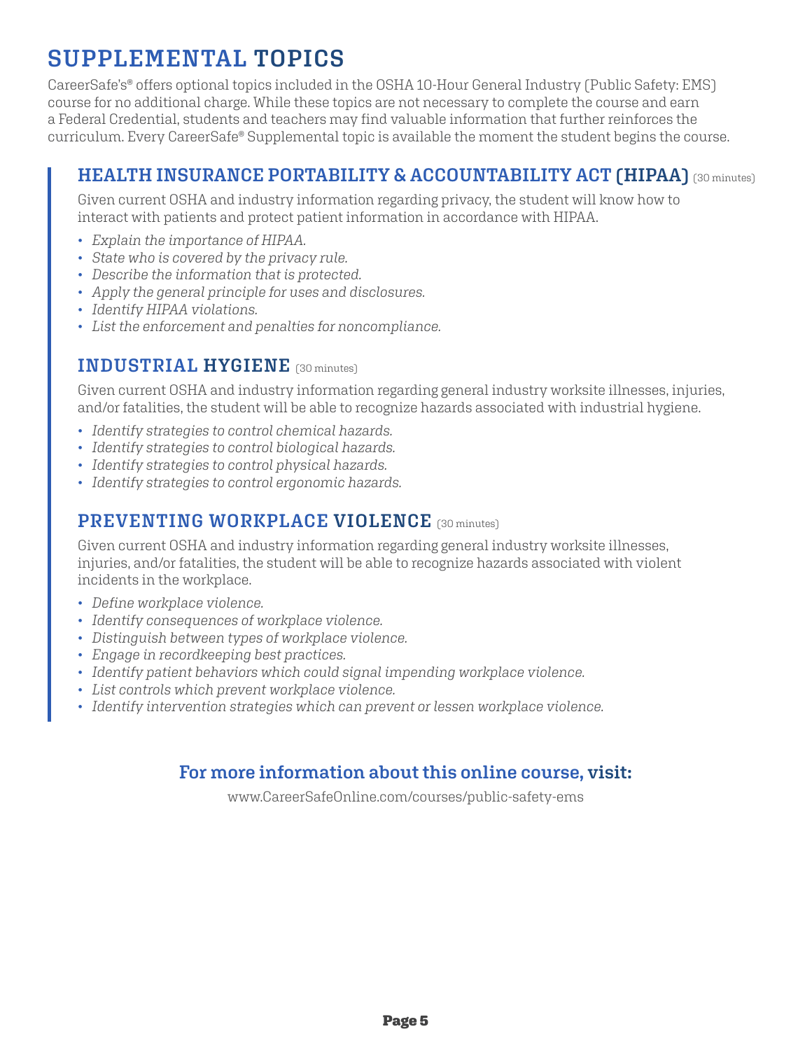# SUPPLEMENTAL TOPICS

CareerSafe's® offers optional topics included in the OSHA 10-Hour General Industry (Public Safety: EMS) course for no additional charge. While these topics are not necessary to complete the course and earn a Federal Credential, students and teachers may find valuable information that further reinforces the curriculum. Every CareerSafe® Supplemental topic is available the moment the student begins the course.

## HEALTH INSURANCE PORTABILITY & ACCOUNTABILITY ACT (HIPAA) (30 minutes)

Given current OSHA and industry information regarding privacy, the student will know how to interact with patients and protect patient information in accordance with HIPAA.

- *Explain the importance of HIPAA.*
- *State who is covered by the privacy rule.*
- *Describe the information that is protected.*
- *Apply the general principle for uses and disclosures.*
- *Identify HIPAA violations.*
- *List the enforcement and penalties for noncompliance.*

## INDUSTRIAL HYGIENE (30 minutes)

Given current OSHA and industry information regarding general industry worksite illnesses, injuries, and/or fatalities, the student will be able to recognize hazards associated with industrial hygiene.

- *Identify strategies to control chemical hazards.*
- *Identify strategies to control biological hazards.*
- *Identify strategies to control physical hazards.*
- *Identify strategies to control ergonomic hazards.*

## PREVENTING WORKPLACE VIOLENCE (30 minutes)

Given current OSHA and industry information regarding general industry worksite illnesses, injuries, and/or fatalities, the student will be able to recognize hazards associated with violent incidents in the workplace.

- *Define workplace violence.*
- *Identify consequences of workplace violence.*
- *Distinguish between types of workplace violence.*
- *Engage in recordkeeping best practices.*
- *Identify patient behaviors which could signal impending workplace violence.*
- *List controls which prevent workplace violence.*
- *Identify intervention strategies which can prevent or lessen workplace violence.*

**For more information about this online course, visit:**

www.CareerSafeOnline.com/courses/public-safety-ems